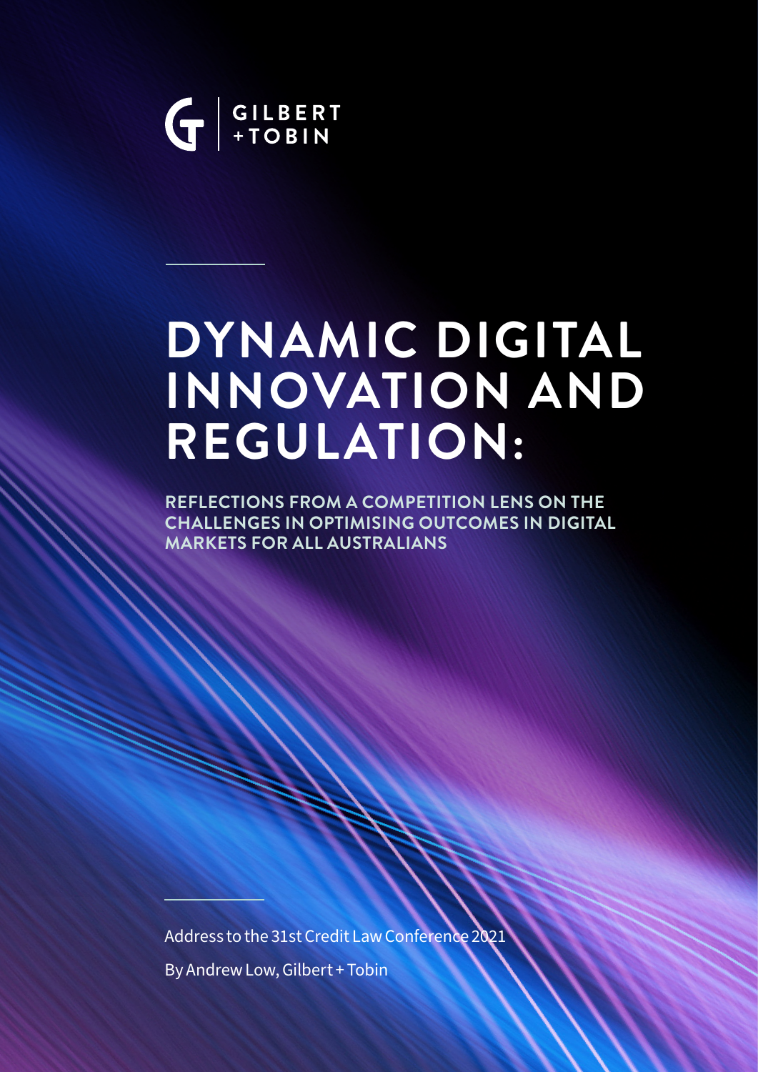GILBERT + TOBIN

# DYNAMIC DIGITAL INNOVATION AND REGULATION:

## REFLECTIONS FROM A COMPETITION LENS ON THE CHALLENGES IN OPTIMISING OUTCOMES IN DIGITAL MARKETS FOR ALL AUSTRALIANS

Address to the 31st Credit Law Conference 2021

By Andrew Low, Gilbert + Tobin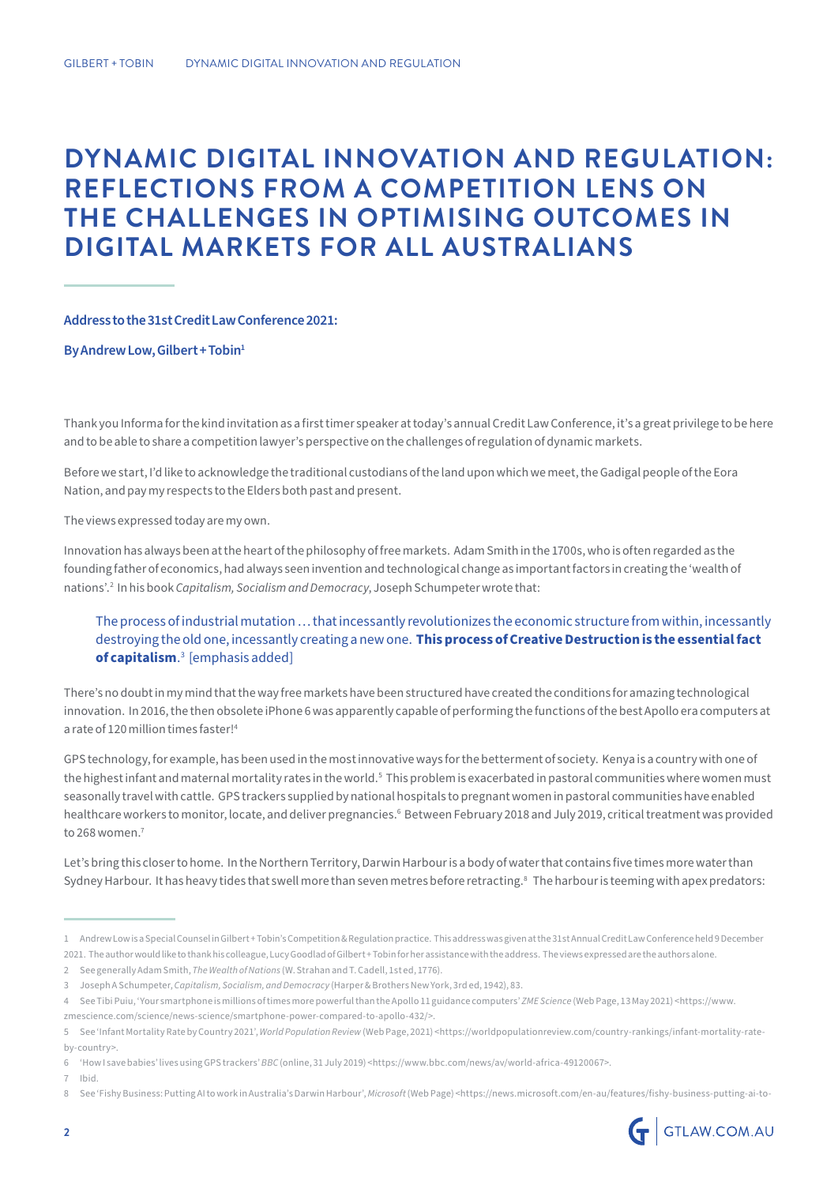# DYNAMIC DIGITAL INNOVATION AND REGULATION: REFLECTIONS FROM A COMPETITION LENS ON THE CHALLENGES IN OPTIMISING OUTCOMES IN DIGITAL MARKETS FOR ALL AUSTRALIANS

**Address to the 31st Credit Law Conference 2021:**

**By Andrew Low, Gilbert + Tobin**[1]

Thank you Informa for the kind invitation as a first timer speaker at today's annual Credit Law Conference, it's a great privilege to be here and to be able to share a competition lawyer's perspective on the challenges of regulation of dynamic markets.

Before we start, I'd like to acknowledge the traditional custodians of the land upon which we meet, the Gadigal people of the Eora Nation, and pay my respects to the Elders both past and present.

The views expressed today are my own.

Innovation has always been at the heart of the philosophy of free markets. Adam Smith in the 1700s, who is often regarded as the founding father of economics, had always seen invention and technological change as important factors in creating the 'wealth of nations'.[2] In his book *Capitalism, Socialism and Democracy*, Joseph Schumpeter wrote that:

> The process of industrial mutation … that incessantly revolutionizes the economic structure from within, incessantly destroying the old one, incessantly creating a new one. **This process of Creative Destruction is the essential fact of capitalism**.[3] [emphasis added]

There's no doubt in my mind that the way free markets have been structured have created the conditions for amazing technological innovation. In 2016, the then obsolete iPhone 6 was apparently capable of performing the functions of the best Apollo era computers at a rate of 120 million times faster![4]

GPS technology, for example, has been used in the most innovative ways for the betterment of society. Kenya is a country with one of the highest infant and maternal mortality rates in the world.[5] This problem is exacerbated in pastoral communities where women must seasonally travel with cattle. GPS trackers supplied by national hospitals to pregnant women in pastoral communities have enabled healthcare workers to monitor, locate, and deliver pregnancies.[6] Between February 2018 and July 2019, critical treatment was provided to 268 women.[7]

Let's bring this closer to home. In the Northern Territory, Darwin Harbour is a body of water that contains five times more water than Sydney Harbour. It has heavy tides that swell more than seven metres before retracting.[8] The harbour is teeming with apex predators:

---

1 Andrew Low is a Special Counsel in Gilbert + Tobin's Competition & Regulation practice. This address was given at the 31st Annual Credit Law Conference held 9 December 2021. The author would like to thank his colleague, Lucy Goodlad of Gilbert + Tobin for her assistance with the address. The views expressed are the authors alone.

2 See generally Adam Smith, *The Wealth of Nations* (W. Strahan and T. Cadell, 1st ed, 1776).

3 Joseph A Schumpeter, *Capitalism, Socialism, and Democracy* (Harper & Brothers New York, 3rd ed, 1942), 83.

4 See Tibi Puiu, 'Your smartphone is millions of times more powerful than the Apollo 11 guidance computers' *ZME Science* (Web Page, 13 May 2021) <https://www.zmescience.com/science/news-science/smartphone-power-compared-to-apollo-432/>.

5 See 'Infant Mortality Rate by Country 2021', *World Population Review* (Web Page, 2021) <https://worldpopulationreview.com/country-rankings/infant-mortality-rate-by-country>.

6 'How I save babies' lives using GPS trackers' *BBC* (online, 31 July 2019) <https://www.bbc.com/news/av/world-africa-49120067>.

7 Ibid.

8 See 'Fishy Business: Putting AI to work in Australia's Darwin Harbour', *Microsoft* (Web Page) <https://news.microsoft.com/en-au/features/fishy-business-putting-ai-to-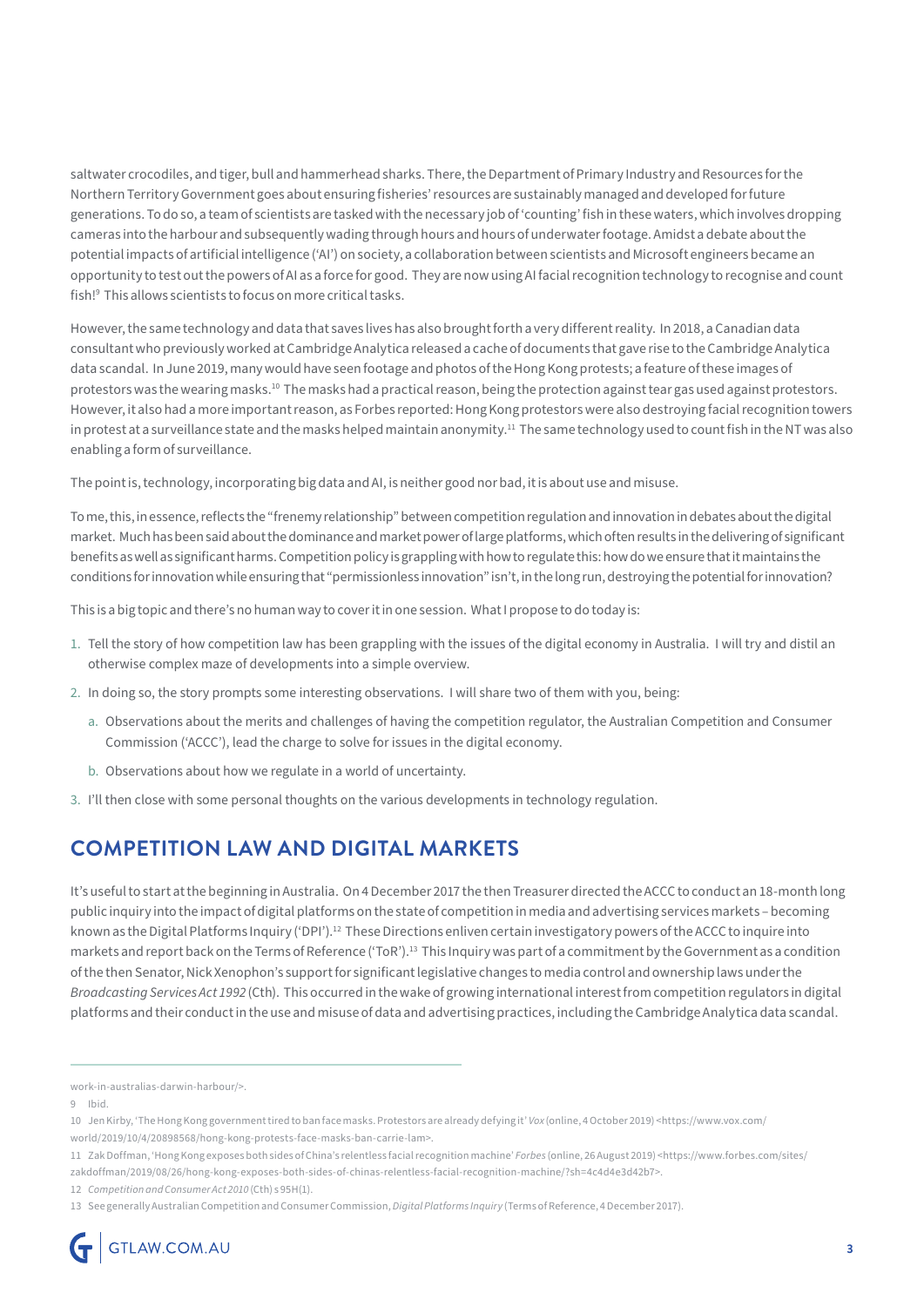saltwater crocodiles, and tiger, bull and hammerhead sharks. There, the Department of Primary Industry and Resources for the Northern Territory Government goes about ensuring fisheries' resources are sustainably managed and developed for future generations. To do so, a team of scientists are tasked with the necessary job of 'counting' fish in these waters, which involves dropping cameras into the harbour and subsequently wading through hours and hours of underwater footage. Amidst a debate about the potential impacts of artificial intelligence ('AI') on society, a collaboration between scientists and Microsoft engineers became an opportunity to test out the powers of AI as a force for good. They are now using AI facial recognition technology to recognise and count fish![9] This allows scientists to focus on more critical tasks.

However, the same technology and data that saves lives has also brought forth a very different reality. In 2018, a Canadian data consultant who previously worked at Cambridge Analytica released a cache of documents that gave rise to the Cambridge Analytica data scandal. In June 2019, many would have seen footage and photos of the Hong Kong protests; a feature of these images of protestors was the wearing masks.[10] The masks had a practical reason, being the protection against tear gas used against protestors. However, it also had a more important reason, as Forbes reported: Hong Kong protestors were also destroying facial recognition towers in protest at a surveillance state and the masks helped maintain anonymity.[11] The same technology used to count fish in the NT was also enabling a form of surveillance.

The point is, technology, incorporating big data and AI, is neither good nor bad, it is about use and misuse.

To me, this, in essence, reflects the "frenemy relationship" between competition regulation and innovation in debates about the digital market. Much has been said about the dominance and market power of large platforms, which often results in the delivering of significant benefits as well as significant harms. Competition policy is grappling with how to regulate this: how do we ensure that it maintains the conditions for innovation while ensuring that "permissionless innovation" isn't, in the long run, destroying the potential for innovation?

This is a big topic and there's no human way to cover it in one session. What I propose to do today is:

1. Tell the story of how competition law has been grappling with the issues of the digital economy in Australia. I will try and distil an otherwise complex maze of developments into a simple overview.
2. In doing so, the story prompts some interesting observations. I will share two of them with you, being:
   a. Observations about the merits and challenges of having the competition regulator, the Australian Competition and Consumer Commission ('ACCC'), lead the charge to solve for issues in the digital economy.
   b. Observations about how we regulate in a world of uncertainty.
3. I'll then close with some personal thoughts on the various developments in technology regulation.

## COMPETITION LAW AND DIGITAL MARKETS

It's useful to start at the beginning in Australia. On 4 December 2017 the then Treasurer directed the ACCC to conduct an 18-month long public inquiry into the impact of digital platforms on the state of competition in media and advertising services markets – becoming known as the Digital Platforms Inquiry ('DPI').[12] These Directions enliven certain investigatory powers of the ACCC to inquire into markets and report back on the Terms of Reference ('ToR').[13] This Inquiry was part of a commitment by the Government as a condition of the then Senator, Nick Xenophon's support for significant legislative changes to media control and ownership laws under the *Broadcasting Services Act 1992* (Cth). This occurred in the wake of growing international interest from competition regulators in digital platforms and their conduct in the use and misuse of data and advertising practices, including the Cambridge Analytica data scandal.

---

work-in-australias-darwin-harbour/>.

9 Ibid.

10 Jen Kirby, 'The Hong Kong government tired to ban face masks. Protestors are already defying it' *Vox* (online, 4 October 2019) <https://www.vox.com/world/2019/10/4/20898568/hong-kong-protests-face-masks-ban-carrie-lam>.

11 Zak Doffman, 'Hong Kong exposes both sides of China's relentless facial recognition machine' *Forbes* (online, 26 August 2019) <https://www.forbes.com/sites/zakdoffman/2019/08/26/hong-kong-exposes-both-sides-of-chinas-relentless-facial-recognition-machine/?sh=4c4d4e3d42b7>.

12 *Competition and Consumer Act 2010* (Cth) s 95H(1).

13 See generally Australian Competition and Consumer Commission, *Digital Platforms Inquiry* (Terms of Reference, 4 December 2017).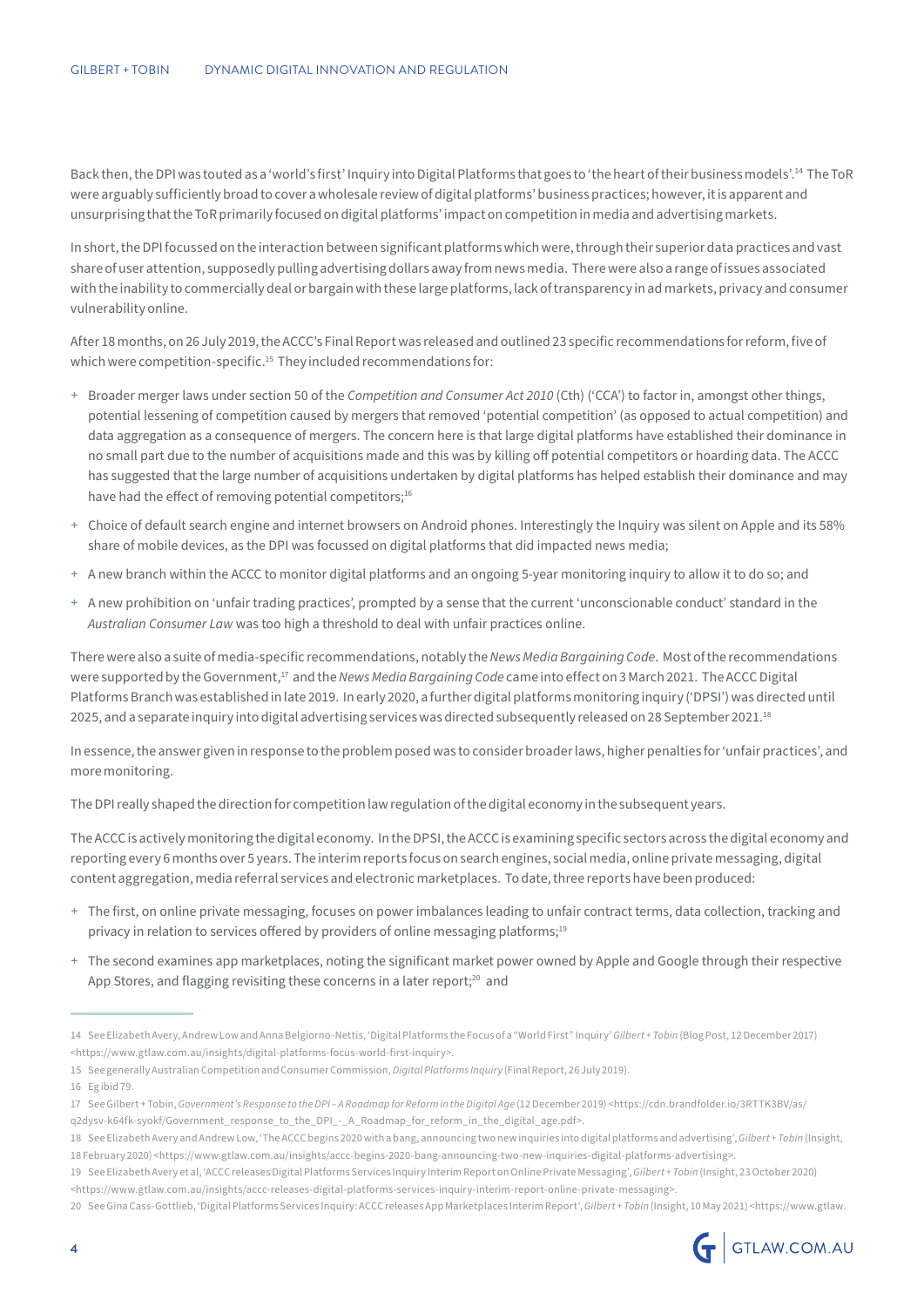Back then, the DPI was touted as a 'world's first' Inquiry into Digital Platforms that goes to 'the heart of their business models'.[14] The ToR were arguably sufficiently broad to cover a wholesale review of digital platforms' business practices; however, it is apparent and unsurprising that the ToR primarily focused on digital platforms' impact on competition in media and advertising markets.

In short, the DPI focussed on the interaction between significant platforms which were, through their superior data practices and vast share of user attention, supposedly pulling advertising dollars away from news media. There were also a range of issues associated with the inability to commercially deal or bargain with these large platforms, lack of transparency in ad markets, privacy and consumer vulnerability online.

After 18 months, on 26 July 2019, the ACCC's Final Report was released and outlined 23 specific recommendations for reform, five of which were competition-specific.[15] They included recommendations for:

+ Broader merger laws under section 50 of the *Competition and Consumer Act 2010* (Cth) ('CCA') to factor in, amongst other things, potential lessening of competition caused by mergers that removed 'potential competition' (as opposed to actual competition) and data aggregation as a consequence of mergers. The concern here is that large digital platforms have established their dominance in no small part due to the number of acquisitions made and this was by killing off potential competitors or hoarding data. The ACCC has suggested that the large number of acquisitions undertaken by digital platforms has helped establish their dominance and may have had the effect of removing potential competitors;[16]
+ Choice of default search engine and internet browsers on Android phones. Interestingly the Inquiry was silent on Apple and its 58% share of mobile devices, as the DPI was focussed on digital platforms that did impacted news media;
+ A new branch within the ACCC to monitor digital platforms and an ongoing 5-year monitoring inquiry to allow it to do so; and
+ A new prohibition on 'unfair trading practices', prompted by a sense that the current 'unconscionable conduct' standard in the *Australian Consumer Law* was too high a threshold to deal with unfair practices online.

There were also a suite of media-specific recommendations, notably the *News Media Bargaining Code*. Most of the recommendations were supported by the Government,[17] and the *News Media Bargaining Code* came into effect on 3 March 2021. The ACCC Digital Platforms Branch was established in late 2019. In early 2020, a further digital platforms monitoring inquiry ('DPSI') was directed until 2025, and a separate inquiry into digital advertising services was directed subsequently released on 28 September 2021.[18]

In essence, the answer given in response to the problem posed was to consider broader laws, higher penalties for 'unfair practices', and more monitoring.

The DPI really shaped the direction for competition law regulation of the digital economy in the subsequent years.

The ACCC is actively monitoring the digital economy. In the DPSI, the ACCC is examining specific sectors across the digital economy and reporting every 6 months over 5 years. The interim reports focus on search engines, social media, online private messaging, digital content aggregation, media referral services and electronic marketplaces. To date, three reports have been produced:

+ The first, on online private messaging, focuses on power imbalances leading to unfair contract terms, data collection, tracking and privacy in relation to services offered by providers of online messaging platforms;[19]
+ The second examines app marketplaces, noting the significant market power owned by Apple and Google through their respective App Stores, and flagging revisiting these concerns in a later report;[20] and

---

14 See Elizabeth Avery, Andrew Low and Anna Belgiorno-Nettis, 'Digital Platforms the Focus of a "World First" Inquiry' *Gilbert + Tobin* (Blog Post, 12 December 2017) <https://www.gtlaw.com.au/insights/digital-platforms-focus-world-first-inquiry>.

15 See generally Australian Competition and Consumer Commission, *Digital Platforms Inquiry* (Final Report, 26 July 2019).

16 Eg ibid 79.

17 See Gilbert + Tobin, *Government's Response to the DPI – A Roadmap for Reform in the Digital Age* (12 December 2019) <https://cdn.brandfolder.io/3RTTK3BV/as/q2dysv-k64fk-syokf/Government_response_to_the_DPI_-_A_Roadmap_for_reform_in_the_digital_age.pdf>.

18 See Elizabeth Avery and Andrew Low, 'The ACCC begins 2020 with a bang, announcing two new inquiries into digital platforms and advertising', *Gilbert + Tobin* (Insight, 18 February 2020) <https://www.gtlaw.com.au/insights/accc-begins-2020-bang-announcing-two-new-inquiries-digital-platforms-advertising>.

19 See Elizabeth Avery et al, 'ACCC releases Digital Platforms Services Inquiry Interim Report on Online Private Messaging', *Gilbert + Tobin* (Insight, 23 October 2020) <https://www.gtlaw.com.au/insights/accc-releases-digital-platforms-services-inquiry-interim-report-online-private-messaging>.

20 See Gina Cass-Gottlieb, 'Digital Platforms Services Inquiry: ACCC releases App Marketplaces Interim Report', *Gilbert + Tobin* (Insight, 10 May 2021) <https://www.gtlaw.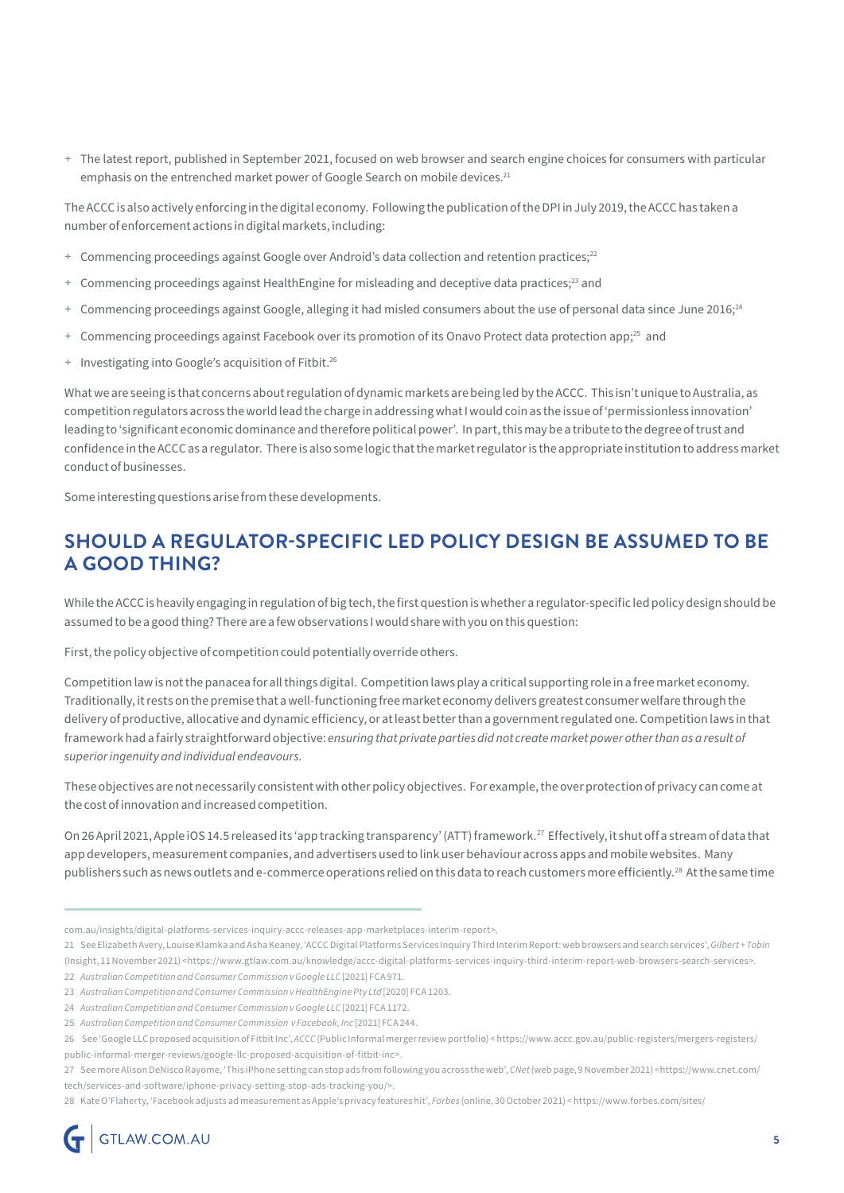+ The latest report, published in September 2021, focused on web browser and search engine choices for consumers with particular emphasis on the entrenched market power of Google Search on mobile devices.[21]

The ACCC is also actively enforcing in the digital economy. Following the publication of the DPI in July 2019, the ACCC has taken a number of enforcement actions in digital markets, including:

+ Commencing proceedings against Google over Android's data collection and retention practices;[22]
+ Commencing proceedings against HealthEngine for misleading and deceptive data practices;[23] and
+ Commencing proceedings against Google, alleging it had misled consumers about the use of personal data since June 2016;[24]
+ Commencing proceedings against Facebook over its promotion of its Onavo Protect data protection app;[25] and
+ Investigating into Google's acquisition of Fitbit.[26]

What we are seeing is that concerns about regulation of dynamic markets are being led by the ACCC. This isn't unique to Australia, as competition regulators across the world lead the charge in addressing what I would coin as the issue of 'permissionless innovation' leading to 'significant economic dominance and therefore political power'. In part, this may be a tribute to the degree of trust and confidence in the ACCC as a regulator. There is also some logic that the market regulator is the appropriate institution to address market conduct of businesses.

Some interesting questions arise from these developments.

## SHOULD A REGULATOR-SPECIFIC LED POLICY DESIGN BE ASSUMED TO BE A GOOD THING?

While the ACCC is heavily engaging in regulation of big tech, the first question is whether a regulator-specific led policy design should be assumed to be a good thing? There are a few observations I would share with you on this question:

First, the policy objective of competition could potentially override others.

Competition law is not the panacea for all things digital. Competition laws play a critical supporting role in a free market economy. Traditionally, it rests on the premise that a well-functioning free market economy delivers greatest consumer welfare through the delivery of productive, allocative and dynamic efficiency, or at least better than a government regulated one. Competition laws in that framework had a fairly straightforward objective: *ensuring that private parties did not create market power other than as a result of superior ingenuity and individual endeavours.*

These objectives are not necessarily consistent with other policy objectives. For example, the over protection of privacy can come at the cost of innovation and increased competition.

On 26 April 2021, Apple iOS 14.5 released its 'app tracking transparency' (ATT) framework.[27] Effectively, it shut off a stream of data that app developers, measurement companies, and advertisers used to link user behaviour across apps and mobile websites. Many publishers such as news outlets and e-commerce operations relied on this data to reach customers more efficiently.[28] At the same time

---

com.au/insights/digital-platforms-services-inquiry-accc-releases-app-marketplaces-interim-report>.

21 See Elizabeth Avery, Louise Klamka and Asha Keaney, 'ACCC Digital Platforms Services Inquiry Third Interim Report: web browsers and search services', *Gilbert + Tobin* (Insight, 11 November 2021) <https://www.gtlaw.com.au/knowledge/accc-digital-platforms-services-inquiry-third-interim-report-web-browsers-search-services>.

22 *Australian Competition and Consumer Commission v Google LLC* [2021] FCA 971.

23 *Australian Competition and Consumer Commission v HealthEngine Pty Ltd* [2020] FCA 1203.

24 *Australian Competition and Consumer Commission v Google LLC* [2021] FCA 1172.

25 *Australian Competition and Consumer Commission v Facebook, Inc* [2021] FCA 244.

26 See 'Google LLC proposed acquisition of Fitbit Inc', *ACCC* (Public Informal merger review portfolio) < https://www.accc.gov.au/public-registers/mergers-registers/public-informal-merger-reviews/google-llc-proposed-acquisition-of-fitbit-inc>.

27 See more Alison DeNisco Rayome, 'This iPhone setting can stop ads from following you across the web', *CNet* (web page, 9 November 2021) <https://www.cnet.com/tech/services-and-software/iphone-privacy-setting-stop-ads-tracking-you/>.

28 Kate O'Flaherty, 'Facebook adjusts ad measurement as Apple's privacy features hit', *Forbes* (online, 30 October 2021) < https://www.forbes.com/sites/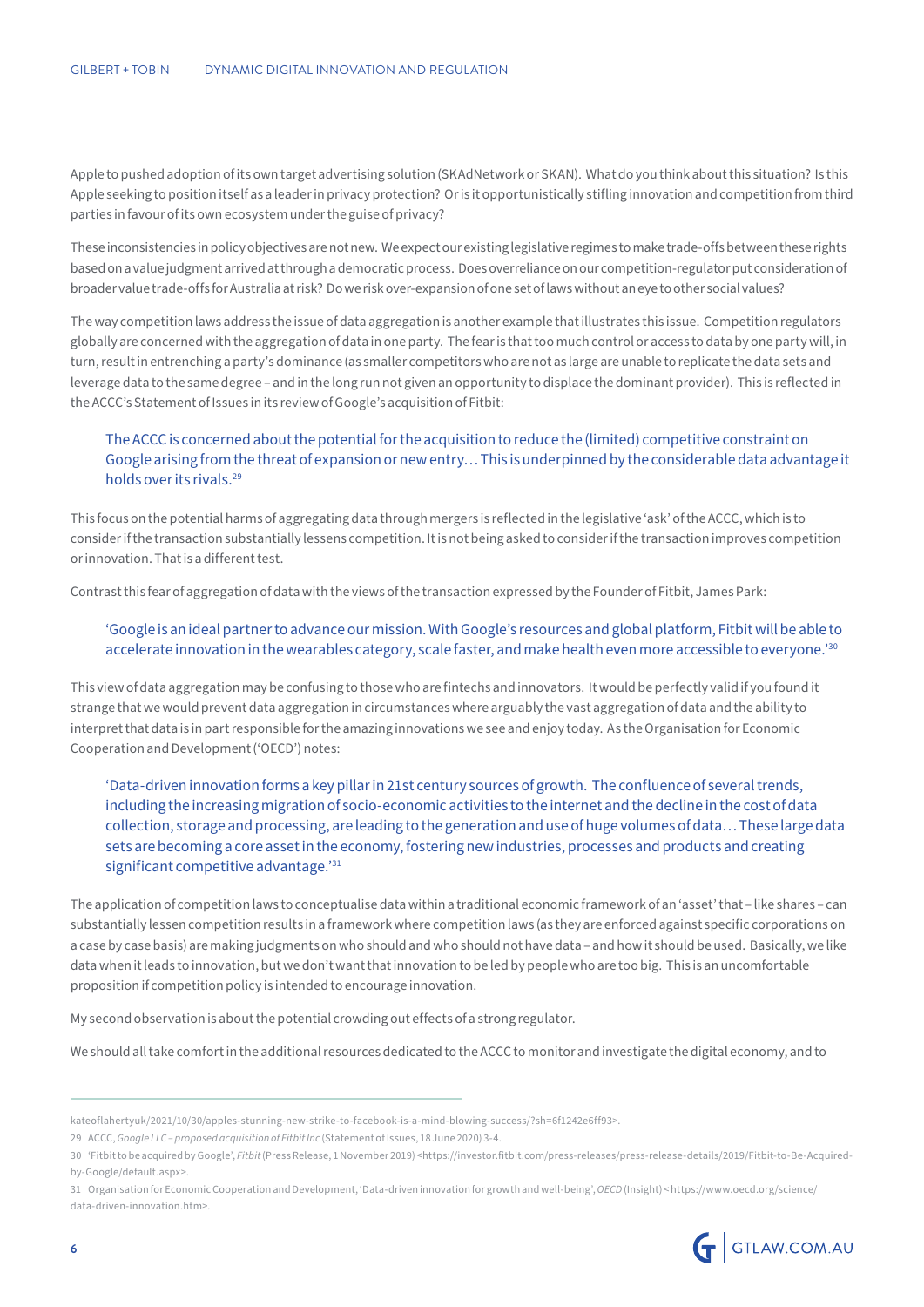Apple to pushed adoption of its own target advertising solution (SKAdNetwork or SKAN). What do you think about this situation? Is this Apple seeking to position itself as a leader in privacy protection? Or is it opportunistically stifling innovation and competition from third parties in favour of its own ecosystem under the guise of privacy?

These inconsistencies in policy objectives are not new. We expect our existing legislative regimes to make trade-offs between these rights based on a value judgment arrived at through a democratic process. Does overreliance on our competition-regulator put consideration of broader value trade-offs for Australia at risk? Do we risk over-expansion of one set of laws without an eye to other social values?

The way competition laws address the issue of data aggregation is another example that illustrates this issue. Competition regulators globally are concerned with the aggregation of data in one party. The fear is that too much control or access to data by one party will, in turn, result in entrenching a party's dominance (as smaller competitors who are not as large are unable to replicate the data sets and leverage data to the same degree – and in the long run not given an opportunity to displace the dominant provider). This is reflected in the ACCC's Statement of Issues in its review of Google's acquisition of Fitbit:

> The ACCC is concerned about the potential for the acquisition to reduce the (limited) competitive constraint on Google arising from the threat of expansion or new entry… This is underpinned by the considerable data advantage it holds over its rivals.[29]

This focus on the potential harms of aggregating data through mergers is reflected in the legislative 'ask' of the ACCC, which is to consider if the transaction substantially lessens competition. It is not being asked to consider if the transaction improves competition or innovation. That is a different test.

Contrast this fear of aggregation of data with the views of the transaction expressed by the Founder of Fitbit, James Park:

> 'Google is an ideal partner to advance our mission. With Google's resources and global platform, Fitbit will be able to accelerate innovation in the wearables category, scale faster, and make health even more accessible to everyone.'[30]

This view of data aggregation may be confusing to those who are fintechs and innovators. It would be perfectly valid if you found it strange that we would prevent data aggregation in circumstances where arguably the vast aggregation of data and the ability to interpret that data is in part responsible for the amazing innovations we see and enjoy today. As the Organisation for Economic Cooperation and Development ('OECD') notes:

> 'Data-driven innovation forms a key pillar in 21st century sources of growth. The confluence of several trends, including the increasing migration of socio-economic activities to the internet and the decline in the cost of data collection, storage and processing, are leading to the generation and use of huge volumes of data… These large data sets are becoming a core asset in the economy, fostering new industries, processes and products and creating significant competitive advantage.'[31]

The application of competition laws to conceptualise data within a traditional economic framework of an 'asset' that – like shares – can substantially lessen competition results in a framework where competition laws (as they are enforced against specific corporations on a case by case basis) are making judgments on who should and who should not have data – and how it should be used. Basically, we like data when it leads to innovation, but we don't want that innovation to be led by people who are too big. This is an uncomfortable proposition if competition policy is intended to encourage innovation.

My second observation is about the potential crowding out effects of a strong regulator.

We should all take comfort in the additional resources dedicated to the ACCC to monitor and investigate the digital economy, and to

---

kateoflahertyuk/2021/10/30/apples-stunning-new-strike-to-facebook-is-a-mind-blowing-success/?sh=6f1242e6ff93>.

29 ACCC, *Google LLC – proposed acquisition of Fitbit Inc* (Statement of Issues, 18 June 2020) 3-4.

30 'Fitbit to be acquired by Google', *Fitbit* (Press Release, 1 November 2019) <https://investor.fitbit.com/press-releases/press-release-details/2019/Fitbit-to-Be-Acquired-by-Google/default.aspx>.

31 Organisation for Economic Cooperation and Development, 'Data-driven innovation for growth and well-being', *OECD* (Insight) <https://www.oecd.org/science/data-driven-innovation.htm>.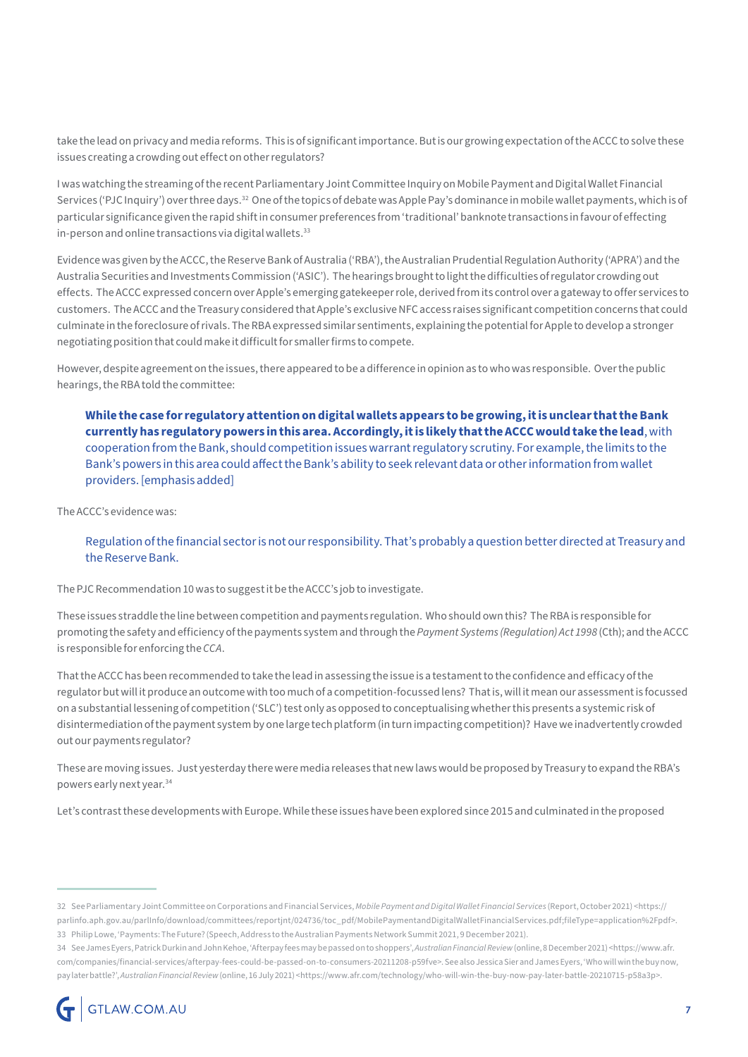take the lead on privacy and media reforms. This is of significant importance. But is our growing expectation of the ACCC to solve these issues creating a crowding out effect on other regulators?

I was watching the streaming of the recent Parliamentary Joint Committee Inquiry on Mobile Payment and Digital Wallet Financial Services ('PJC Inquiry') over three days.[32] One of the topics of debate was Apple Pay's dominance in mobile wallet payments, which is of particular significance given the rapid shift in consumer preferences from 'traditional' banknote transactions in favour of effecting in-person and online transactions via digital wallets.[33]

Evidence was given by the ACCC, the Reserve Bank of Australia ('RBA'), the Australian Prudential Regulation Authority ('APRA') and the Australia Securities and Investments Commission ('ASIC'). The hearings brought to light the difficulties of regulator crowding out effects. The ACCC expressed concern over Apple's emerging gatekeeper role, derived from its control over a gateway to offer services to customers. The ACCC and the Treasury considered that Apple's exclusive NFC access raises significant competition concerns that could culminate in the foreclosure of rivals. The RBA expressed similar sentiments, explaining the potential for Apple to develop a stronger negotiating position that could make it difficult for smaller firms to compete.

However, despite agreement on the issues, there appeared to be a difference in opinion as to who was responsible. Over the public hearings, the RBA told the committee:

> **While the case for regulatory attention on digital wallets appears to be growing, it is unclear that the Bank currently has regulatory powers in this area. Accordingly, it is likely that the ACCC would take the lead**, with cooperation from the Bank, should competition issues warrant regulatory scrutiny. For example, the limits to the Bank's powers in this area could affect the Bank's ability to seek relevant data or other information from wallet providers. [emphasis added]

The ACCC's evidence was:

> Regulation of the financial sector is not our responsibility. That's probably a question better directed at Treasury and the Reserve Bank.

The PJC Recommendation 10 was to suggest it be the ACCC's job to investigate.

These issues straddle the line between competition and payments regulation. Who should own this? The RBA is responsible for promoting the safety and efficiency of the payments system and through the *Payment Systems (Regulation) Act 1998* (Cth); and the ACCC is responsible for enforcing the *CCA*.

That the ACCC has been recommended to take the lead in assessing the issue is a testament to the confidence and efficacy of the regulator but will it produce an outcome with too much of a competition-focussed lens? That is, will it mean our assessment is focussed on a substantial lessening of competition ('SLC') test only as opposed to conceptualising whether this presents a systemic risk of disintermediation of the payment system by one large tech platform (in turn impacting competition)? Have we inadvertently crowded out our payments regulator?

These are moving issues. Just yesterday there were media releases that new laws would be proposed by Treasury to expand the RBA's powers early next year.[34]

Let's contrast these developments with Europe. While these issues have been explored since 2015 and culminated in the proposed

---

32 See Parliamentary Joint Committee on Corporations and Financial Services, *Mobile Payment and Digital Wallet Financial Services* (Report, October 2021) <https://parlinfo.aph.gov.au/parlInfo/download/committees/reportjnt/024736/toc_pdf/MobilePaymentandDigitalWalletFinancialServices.pdf;fileType=application%2Fpdf>.

33 Philip Lowe, 'Payments: The Future? (Speech, Address to the Australian Payments Network Summit 2021, 9 December 2021).

34 See James Eyers, Patrick Durkin and John Kehoe, 'Afterpay fees may be passed on to shoppers', *Australian Financial Review* (online, 8 December 2021) <https://www.afr.com/companies/financial-services/afterpay-fees-could-be-passed-on-to-consumers-20211208-p59fve>. See also Jessica Sier and James Eyers, 'Who will win the buy now, pay later battle?', *Australian Financial Review* (online, 16 July 2021) <https://www.afr.com/technology/who-will-win-the-buy-now-pay-later-battle-20210715-p58a3p>.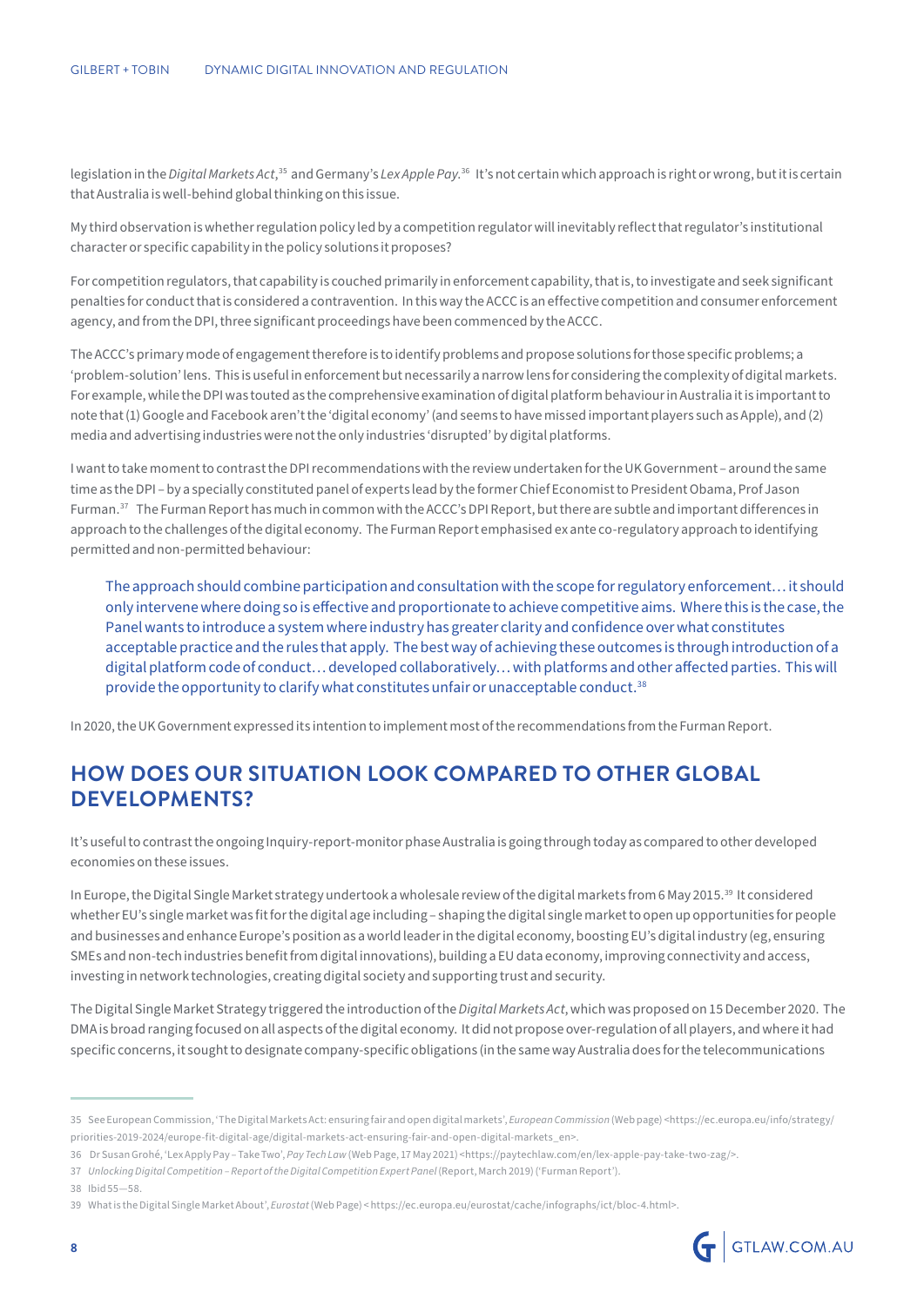legislation in the *Digital Markets Act*,[35] and Germany's *Lex Apple Pay*.[36] It's not certain which approach is right or wrong, but it is certain that Australia is well-behind global thinking on this issue.

My third observation is whether regulation policy led by a competition regulator will inevitably reflect that regulator's institutional character or specific capability in the policy solutions it proposes?

For competition regulators, that capability is couched primarily in enforcement capability, that is, to investigate and seek significant penalties for conduct that is considered a contravention. In this way the ACCC is an effective competition and consumer enforcement agency, and from the DPI, three significant proceedings have been commenced by the ACCC.

The ACCC's primary mode of engagement therefore is to identify problems and propose solutions for those specific problems; a 'problem-solution' lens. This is useful in enforcement but necessarily a narrow lens for considering the complexity of digital markets. For example, while the DPI was touted as the comprehensive examination of digital platform behaviour in Australia it is important to note that (1) Google and Facebook aren't the 'digital economy' (and seems to have missed important players such as Apple), and (2) media and advertising industries were not the only industries 'disrupted' by digital platforms.

I want to take moment to contrast the DPI recommendations with the review undertaken for the UK Government – around the same time as the DPI – by a specially constituted panel of experts lead by the former Chief Economist to President Obama, Prof Jason Furman.[37] The Furman Report has much in common with the ACCC's DPI Report, but there are subtle and important differences in approach to the challenges of the digital economy. The Furman Report emphasised ex ante co-regulatory approach to identifying permitted and non-permitted behaviour:

> The approach should combine participation and consultation with the scope for regulatory enforcement… it should only intervene where doing so is effective and proportionate to achieve competitive aims. Where this is the case, the Panel wants to introduce a system where industry has greater clarity and confidence over what constitutes acceptable practice and the rules that apply. The best way of achieving these outcomes is through introduction of a digital platform code of conduct… developed collaboratively… with platforms and other affected parties. This will provide the opportunity to clarify what constitutes unfair or unacceptable conduct.[38]

In 2020, the UK Government expressed its intention to implement most of the recommendations from the Furman Report.

## HOW DOES OUR SITUATION LOOK COMPARED TO OTHER GLOBAL DEVELOPMENTS?

It's useful to contrast the ongoing Inquiry-report-monitor phase Australia is going through today as compared to other developed economies on these issues.

In Europe, the Digital Single Market strategy undertook a wholesale review of the digital markets from 6 May 2015.[39] It considered whether EU's single market was fit for the digital age including – shaping the digital single market to open up opportunities for people and businesses and enhance Europe's position as a world leader in the digital economy, boosting EU's digital industry (eg, ensuring SMEs and non-tech industries benefit from digital innovations), building a EU data economy, improving connectivity and access, investing in network technologies, creating digital society and supporting trust and security.

The Digital Single Market Strategy triggered the introduction of the *Digital Markets Act*, which was proposed on 15 December 2020. The DMA is broad ranging focused on all aspects of the digital economy. It did not propose over-regulation of all players, and where it had specific concerns, it sought to designate company-specific obligations (in the same way Australia does for the telecommunications

---

35 See European Commission, 'The Digital Markets Act: ensuring fair and open digital markets', *European Commission* (Web page) <https://ec.europa.eu/info/strategy/priorities-2019-2024/europe-fit-digital-age/digital-markets-act-ensuring-fair-and-open-digital-markets_en>.

36 Dr Susan Grohé, 'Lex Apply Pay – Take Two', *Pay Tech Law* (Web Page, 17 May 2021) <https://paytechlaw.com/en/lex-apple-pay-take-two-zag/>.

37 *Unlocking Digital Competition – Report of the Digital Competition Expert Panel* (Report, March 2019) ('Furman Report').

38 Ibid 55—58.

39 What is the Digital Single Market About', *Eurostat* (Web Page) < https://ec.europa.eu/eurostat/cache/infographs/ict/bloc-4.html>.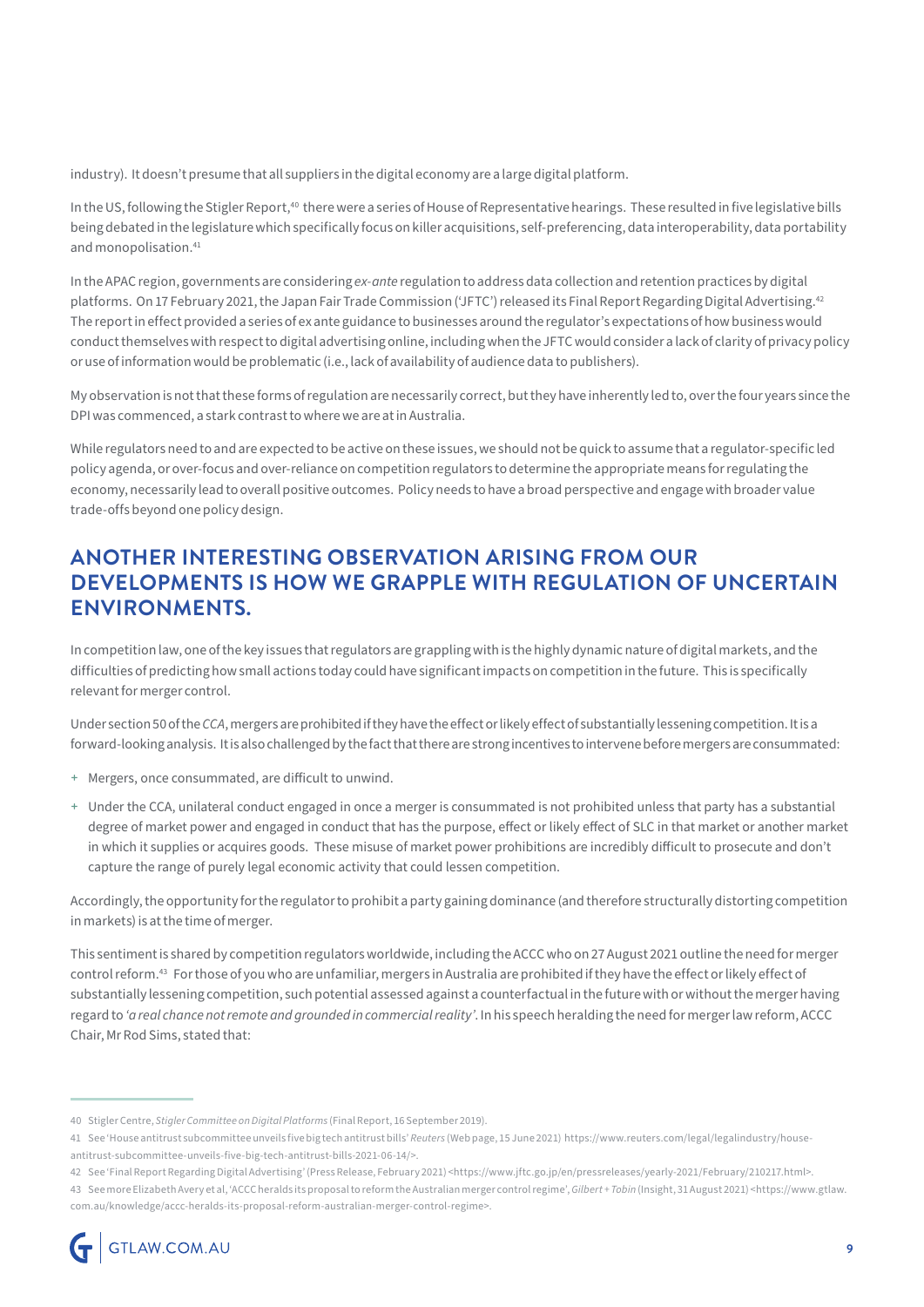industry). It doesn't presume that all suppliers in the digital economy are a large digital platform.

In the US, following the Stigler Report,[40] there were a series of House of Representative hearings. These resulted in five legislative bills being debated in the legislature which specifically focus on killer acquisitions, self-preferencing, data interoperability, data portability and monopolisation.[41]

In the APAC region, governments are considering *ex-ante* regulation to address data collection and retention practices by digital platforms. On 17 February 2021, the Japan Fair Trade Commission ('JFTC') released its Final Report Regarding Digital Advertising.[42] The report in effect provided a series of ex ante guidance to businesses around the regulator's expectations of how business would conduct themselves with respect to digital advertising online, including when the JFTC would consider a lack of clarity of privacy policy or use of information would be problematic (i.e., lack of availability of audience data to publishers).

My observation is not that these forms of regulation are necessarily correct, but they have inherently led to, over the four years since the DPI was commenced, a stark contrast to where we are at in Australia.

While regulators need to and are expected to be active on these issues, we should not be quick to assume that a regulator-specific led policy agenda, or over-focus and over-reliance on competition regulators to determine the appropriate means for regulating the economy, necessarily lead to overall positive outcomes. Policy needs to have a broad perspective and engage with broader value trade-offs beyond one policy design.

## ANOTHER INTERESTING OBSERVATION ARISING FROM OUR DEVELOPMENTS IS HOW WE GRAPPLE WITH REGULATION OF UNCERTAIN ENVIRONMENTS.

In competition law, one of the key issues that regulators are grappling with is the highly dynamic nature of digital markets, and the difficulties of predicting how small actions today could have significant impacts on competition in the future. This is specifically relevant for merger control.

Under section 50 of the *CCA*, mergers are prohibited if they have the effect or likely effect of substantially lessening competition. It is a forward-looking analysis. It is also challenged by the fact that there are strong incentives to intervene before mergers are consummated:

+ Mergers, once consummated, are difficult to unwind.
+ Under the CCA, unilateral conduct engaged in once a merger is consummated is not prohibited unless that party has a substantial degree of market power and engaged in conduct that has the purpose, effect or likely effect of SLC in that market or another market in which it supplies or acquires goods. These misuse of market power prohibitions are incredibly difficult to prosecute and don't capture the range of purely legal economic activity that could lessen competition.

Accordingly, the opportunity for the regulator to prohibit a party gaining dominance (and therefore structurally distorting competition in markets) is at the time of merger.

This sentiment is shared by competition regulators worldwide, including the ACCC who on 27 August 2021 outline the need for merger control reform.[43] For those of you who are unfamiliar, mergers in Australia are prohibited if they have the effect or likely effect of substantially lessening competition, such potential assessed against a counterfactual in the future with or without the merger having regard to *'a real chance not remote and grounded in commercial reality'*. In his speech heralding the need for merger law reform, ACCC Chair, Mr Rod Sims, stated that:

---

40 Stigler Centre, *Stigler Committee on Digital Platforms* (Final Report, 16 September 2019).

41 See 'House antitrust subcommittee unveils five big tech antitrust bills' *Reuters* (Web page, 15 June 2021) https://www.reuters.com/legal/legalindustry/house-antitrust-subcommittee-unveils-five-big-tech-antitrust-bills-2021-06-14/>.

42 See 'Final Report Regarding Digital Advertising' (Press Release, February 2021) <https://www.jftc.go.jp/en/pressreleases/yearly-2021/February/210217.html>.

43 See more Elizabeth Avery et al, 'ACCC heralds its proposal to reform the Australian merger control regime', *Gilbert + Tobin* (Insight, 31 August 2021) <https://www.gtlaw.com.au/knowledge/accc-heralds-its-proposal-reform-australian-merger-control-regime>.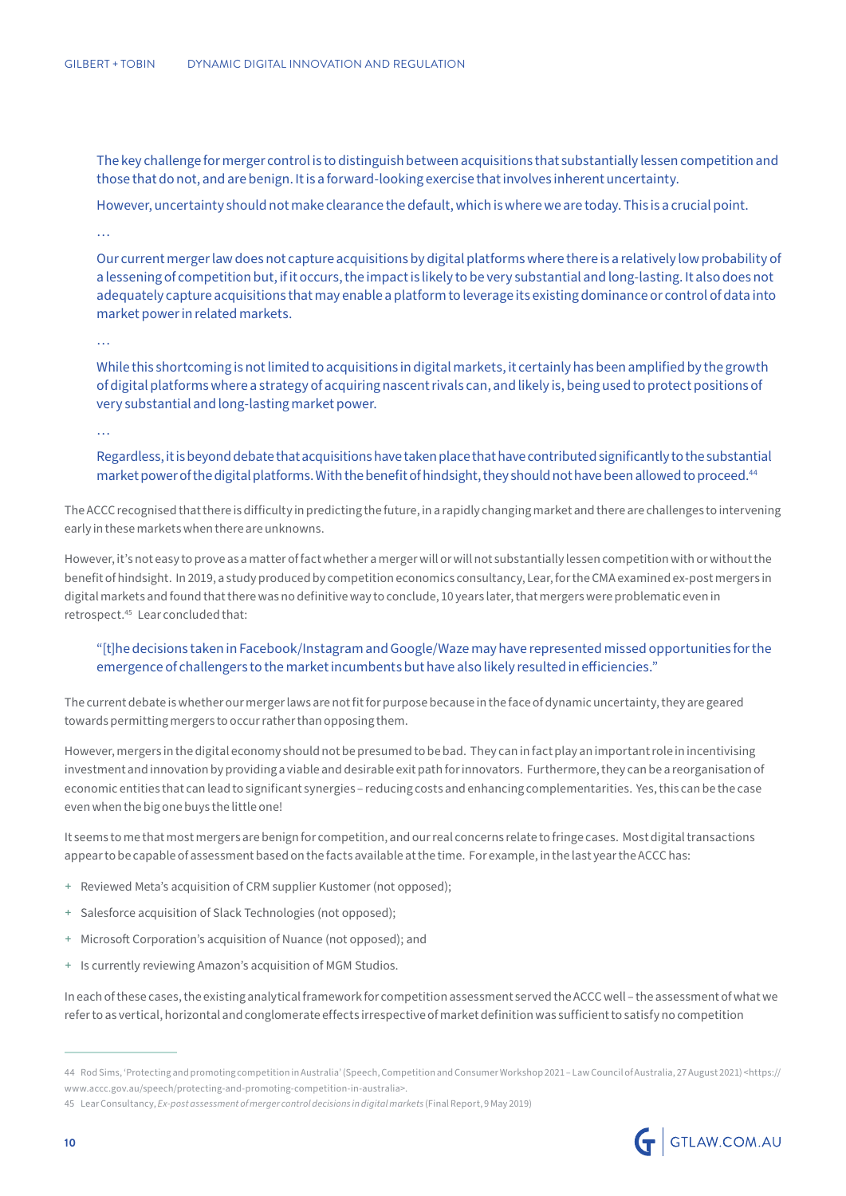> The key challenge for merger control is to distinguish between acquisitions that substantially lessen competition and those that do not, and are benign. It is a forward-looking exercise that involves inherent uncertainty.
>
> However, uncertainty should not make clearance the default, which is where we are today. This is a crucial point.
>
> …
>
> Our current merger law does not capture acquisitions by digital platforms where there is a relatively low probability of a lessening of competition but, if it occurs, the impact is likely to be very substantial and long-lasting. It also does not adequately capture acquisitions that may enable a platform to leverage its existing dominance or control of data into market power in related markets.
>
> …
>
> While this shortcoming is not limited to acquisitions in digital markets, it certainly has been amplified by the growth of digital platforms where a strategy of acquiring nascent rivals can, and likely is, being used to protect positions of very substantial and long-lasting market power.
>
> …
>
> Regardless, it is beyond debate that acquisitions have taken place that have contributed significantly to the substantial market power of the digital platforms. With the benefit of hindsight, they should not have been allowed to proceed.[44]

The ACCC recognised that there is difficulty in predicting the future, in a rapidly changing market and there are challenges to intervening early in these markets when there are unknowns.

However, it's not easy to prove as a matter of fact whether a merger will or will not substantially lessen competition with or without the benefit of hindsight. In 2019, a study produced by competition economics consultancy, Lear, for the CMA examined ex-post mergers in digital markets and found that there was no definitive way to conclude, 10 years later, that mergers were problematic even in retrospect.[45] Lear concluded that:

> "[t]he decisions taken in Facebook/Instagram and Google/Waze may have represented missed opportunities for the emergence of challengers to the market incumbents but have also likely resulted in efficiencies."

The current debate is whether our merger laws are not fit for purpose because in the face of dynamic uncertainty, they are geared towards permitting mergers to occur rather than opposing them.

However, mergers in the digital economy should not be presumed to be bad. They can in fact play an important role in incentivising investment and innovation by providing a viable and desirable exit path for innovators. Furthermore, they can be a reorganisation of economic entities that can lead to significant synergies – reducing costs and enhancing complementarities. Yes, this can be the case even when the big one buys the little one!

It seems to me that most mergers are benign for competition, and our real concerns relate to fringe cases. Most digital transactions appear to be capable of assessment based on the facts available at the time. For example, in the last year the ACCC has:

+ Reviewed Meta's acquisition of CRM supplier Kustomer (not opposed);
+ Salesforce acquisition of Slack Technologies (not opposed);
+ Microsoft Corporation's acquisition of Nuance (not opposed); and
+ Is currently reviewing Amazon's acquisition of MGM Studios.

In each of these cases, the existing analytical framework for competition assessment served the ACCC well – the assessment of what we refer to as vertical, horizontal and conglomerate effects irrespective of market definition was sufficient to satisfy no competition

---

44 Rod Sims, 'Protecting and promoting competition in Australia' (Speech, Competition and Consumer Workshop 2021 – Law Council of Australia, 27 August 2021) <https://www.accc.gov.au/speech/protecting-and-promoting-competition-in-australia>.

45 Lear Consultancy, *Ex-post assessment of merger control decisions in digital markets* (Final Report, 9 May 2019)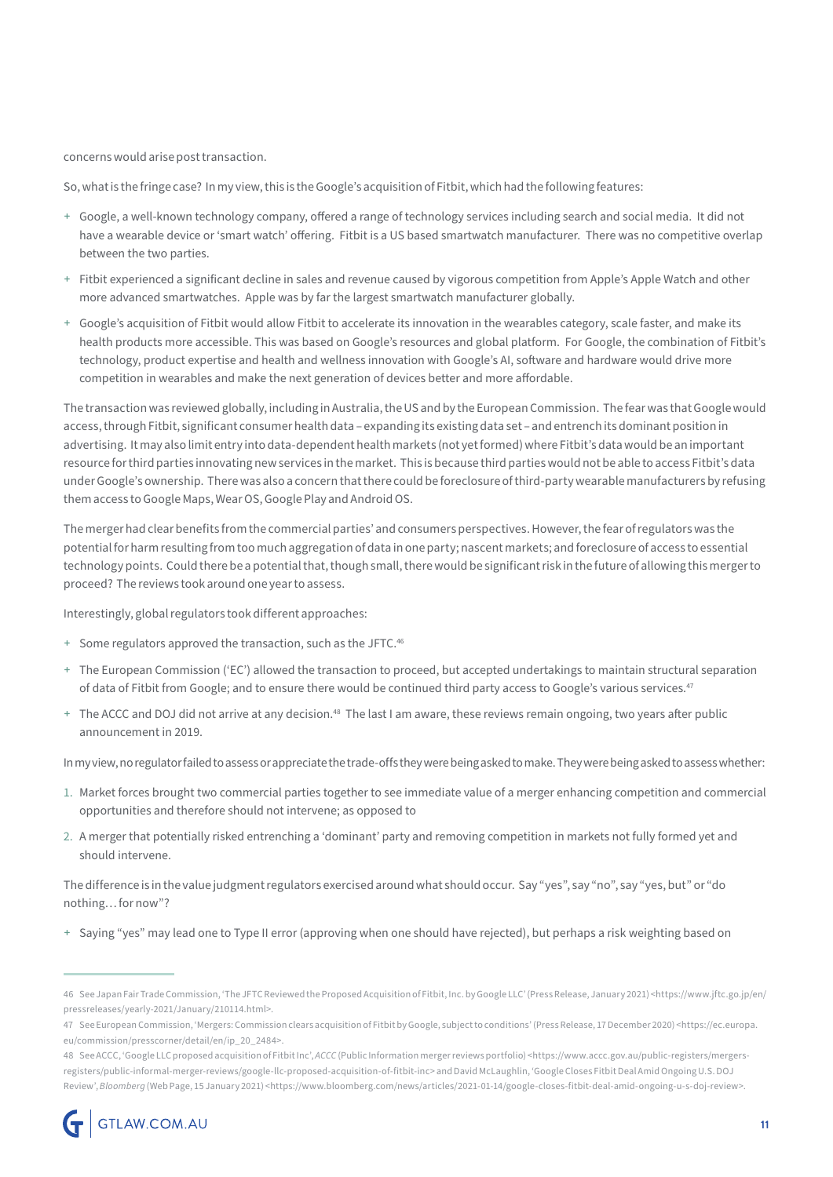concerns would arise post transaction.

So, what is the fringe case? In my view, this is the Google's acquisition of Fitbit, which had the following features:

+ Google, a well-known technology company, offered a range of technology services including search and social media. It did not have a wearable device or 'smart watch' offering. Fitbit is a US based smartwatch manufacturer. There was no competitive overlap between the two parties.
+ Fitbit experienced a significant decline in sales and revenue caused by vigorous competition from Apple's Apple Watch and other more advanced smartwatches. Apple was by far the largest smartwatch manufacturer globally.
+ Google's acquisition of Fitbit would allow Fitbit to accelerate its innovation in the wearables category, scale faster, and make its health products more accessible. This was based on Google's resources and global platform. For Google, the combination of Fitbit's technology, product expertise and health and wellness innovation with Google's AI, software and hardware would drive more competition in wearables and make the next generation of devices better and more affordable.

The transaction was reviewed globally, including in Australia, the US and by the European Commission. The fear was that Google would access, through Fitbit, significant consumer health data – expanding its existing data set – and entrench its dominant position in advertising. It may also limit entry into data-dependent health markets (not yet formed) where Fitbit's data would be an important resource for third parties innovating new services in the market. This is because third parties would not be able to access Fitbit's data under Google's ownership. There was also a concern that there could be foreclosure of third-party wearable manufacturers by refusing them access to Google Maps, Wear OS, Google Play and Android OS.

The merger had clear benefits from the commercial parties' and consumers perspectives. However, the fear of regulators was the potential for harm resulting from too much aggregation of data in one party; nascent markets; and foreclosure of access to essential technology points. Could there be a potential that, though small, there would be significant risk in the future of allowing this merger to proceed? The reviews took around one year to assess.

Interestingly, global regulators took different approaches:

+ Some regulators approved the transaction, such as the JFTC.[46]
+ The European Commission ('EC') allowed the transaction to proceed, but accepted undertakings to maintain structural separation of data of Fitbit from Google; and to ensure there would be continued third party access to Google's various services.[47]
+ The ACCC and DOJ did not arrive at any decision.[48] The last I am aware, these reviews remain ongoing, two years after public announcement in 2019.

In my view, no regulator failed to assess or appreciate the trade-offs they were being asked to make. They were being asked to assess whether:

1. Market forces brought two commercial parties together to see immediate value of a merger enhancing competition and commercial opportunities and therefore should not intervene; as opposed to
2. A merger that potentially risked entrenching a 'dominant' party and removing competition in markets not fully formed yet and should intervene.

The difference is in the value judgment regulators exercised around what should occur. Say "yes", say "no", say "yes, but" or "do nothing… for now"?

+ Saying "yes" may lead one to Type II error (approving when one should have rejected), but perhaps a risk weighting based on

---

46 See Japan Fair Trade Commission, 'The JFTC Reviewed the Proposed Acquisition of Fitbit, Inc. by Google LLC' (Press Release, January 2021) <https://www.jftc.go.jp/en/pressreleases/yearly-2021/January/210114.html>.

47 See European Commission, 'Mergers: Commission clears acquisition of Fitbit by Google, subject to conditions' (Press Release, 17 December 2020) <https://ec.europa.eu/commission/presscorner/detail/en/ip_20_2484>.

48 See ACCC, 'Google LLC proposed acquisition of Fitbit Inc', *ACCC* (Public Information merger reviews portfolio) <https://www.accc.gov.au/public-registers/mergers-registers/public-informal-merger-reviews/google-llc-proposed-acquisition-of-fitbit-inc> and David McLaughlin, 'Google Closes Fitbit Deal Amid Ongoing U.S. DOJ Review', *Bloomberg* (Web Page, 15 January 2021) <https://www.bloomberg.com/news/articles/2021-01-14/google-closes-fitbit-deal-amid-ongoing-u-s-doj-review>.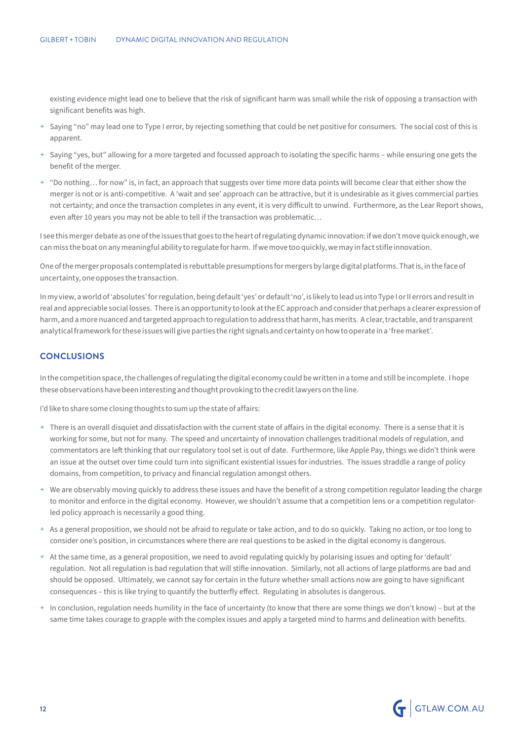existing evidence might lead one to believe that the risk of significant harm was small while the risk of opposing a transaction with significant benefits was high.

+ Saying "no" may lead one to Type I error, by rejecting something that could be net positive for consumers. The social cost of this is apparent.
+ Saying "yes, but" allowing for a more targeted and focussed approach to isolating the specific harms – while ensuring one gets the benefit of the merger.
+ "Do nothing… for now" is, in fact, an approach that suggests over time more data points will become clear that either show the merger is not or is anti-competitive. A 'wait and see' approach can be attractive, but it is undesirable as it gives commercial parties not certainty; and once the transaction completes in any event, it is very difficult to unwind. Furthermore, as the Lear Report shows, even after 10 years you may not be able to tell if the transaction was problematic…

I see this merger debate as one of the issues that goes to the heart of regulating dynamic innovation: if we don't move quick enough, we can miss the boat on any meaningful ability to regulate for harm. If we move too quickly, we may in fact stifle innovation.

One of the merger proposals contemplated is rebuttable presumptions for mergers by large digital platforms. That is, in the face of uncertainty, one opposes the transaction.

In my view, a world of 'absolutes' for regulation, being default 'yes' or default 'no', is likely to lead us into Type I or II errors and result in real and appreciable social losses. There is an opportunity to look at the EC approach and consider that perhaps a clearer expression of harm, and a more nuanced and targeted approach to regulation to address that harm, has merits. A clear, tractable, and transparent analytical framework for these issues will give parties the right signals and certainty on how to operate in a 'free market'.

## CONCLUSIONS

In the competition space, the challenges of regulating the digital economy could be written in a tome and still be incomplete. I hope these observations have been interesting and thought provoking to the credit lawyers on the line.

I'd like to share some closing thoughts to sum up the state of affairs:

+ There is an overall disquiet and dissatisfaction with the current state of affairs in the digital economy. There is a sense that it is working for some, but not for many. The speed and uncertainty of innovation challenges traditional models of regulation, and commentators are left thinking that our regulatory tool set is out of date. Furthermore, like Apple Pay, things we didn't think were an issue at the outset over time could turn into significant existential issues for industries. The issues straddle a range of policy domains, from competition, to privacy and financial regulation amongst others.
+ We are observably moving quickly to address these issues and have the benefit of a strong competition regulator leading the charge to monitor and enforce in the digital economy. However, we shouldn't assume that a competition lens or a competition regulator-led policy approach is necessarily a good thing.
+ As a general proposition, we should not be afraid to regulate or take action, and to do so quickly. Taking no action, or too long to consider one's position, in circumstances where there are real questions to be asked in the digital economy is dangerous.
+ At the same time, as a general proposition, we need to avoid regulating quickly by polarising issues and opting for 'default' regulation. Not all regulation is bad regulation that will stifle innovation. Similarly, not all actions of large platforms are bad and should be opposed. Ultimately, we cannot say for certain in the future whether small actions now are going to have significant consequences – this is like trying to quantify the butterfly effect. Regulating in absolutes is dangerous.
+ In conclusion, regulation needs humility in the face of uncertainty (to know that there are some things we don't know) – but at the same time takes courage to grapple with the complex issues and apply a targeted mind to harms and delineation with benefits.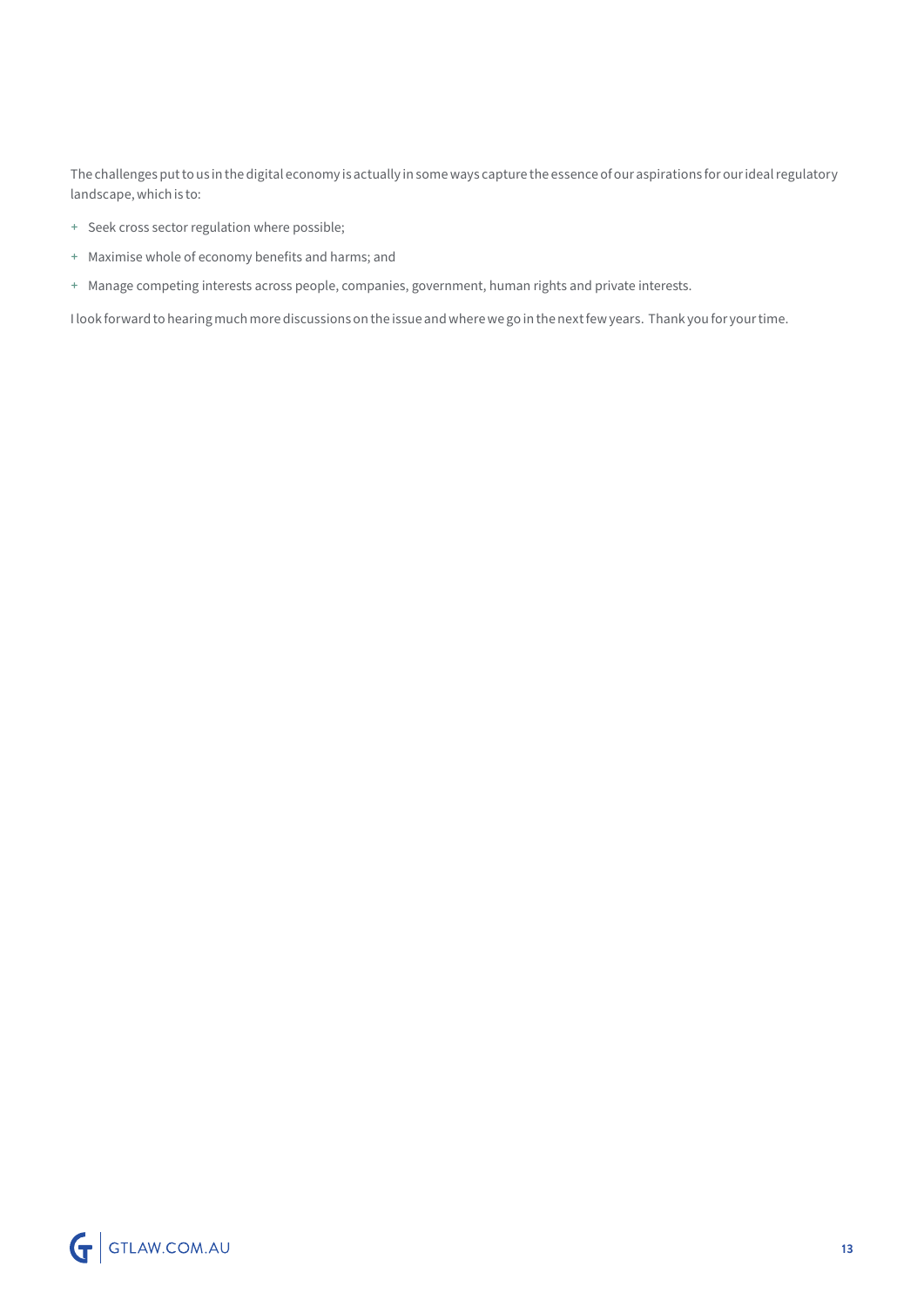The challenges put to us in the digital economy is actually in some ways capture the essence of our aspirations for our ideal regulatory landscape, which is to:

+ Seek cross sector regulation where possible;
+ Maximise whole of economy benefits and harms; and
+ Manage competing interests across people, companies, government, human rights and private interests.

I look forward to hearing much more discussions on the issue and where we go in the next few years. Thank you for your time.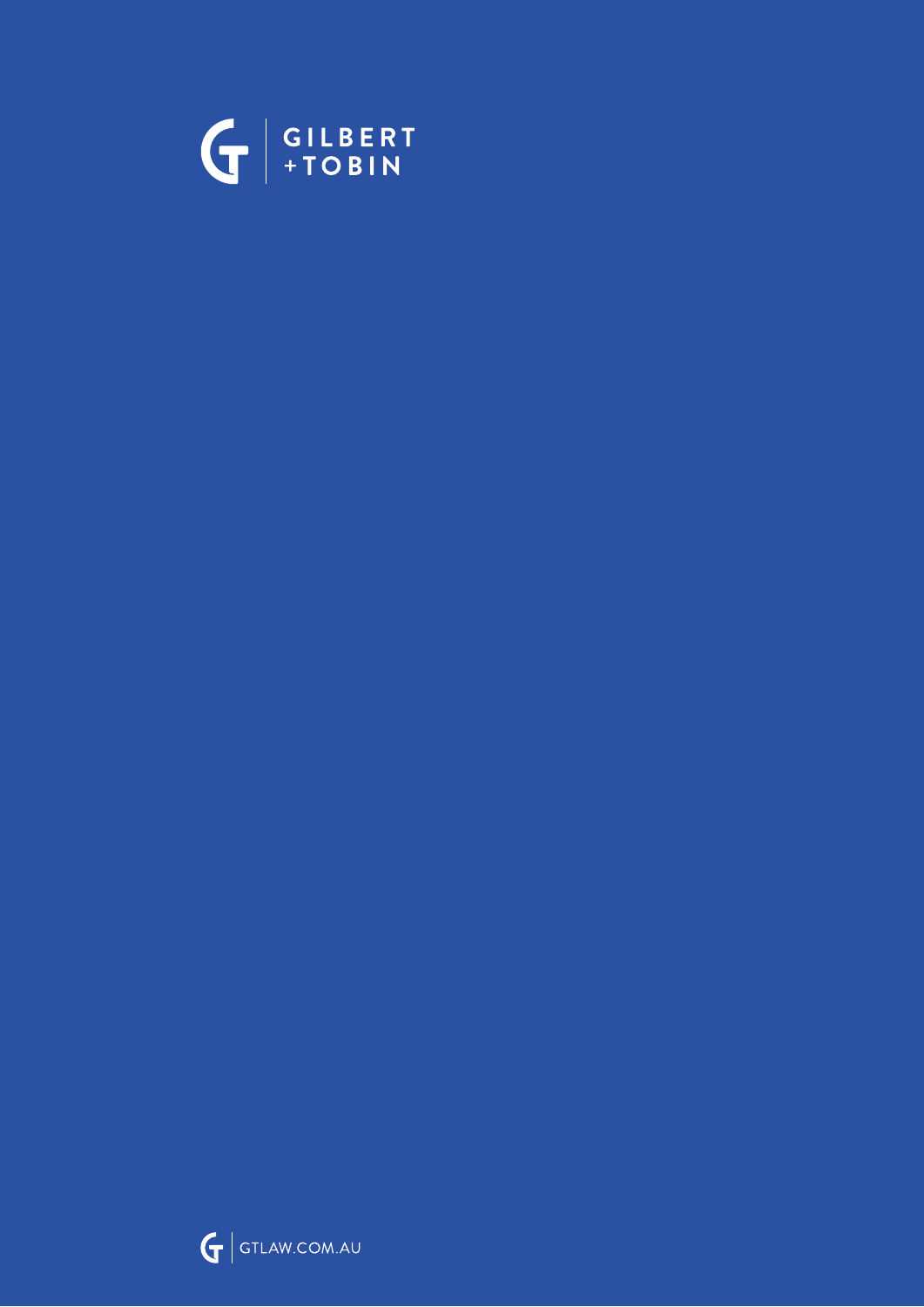GILBERT
+TOBIN

GTLAW.COM.AU